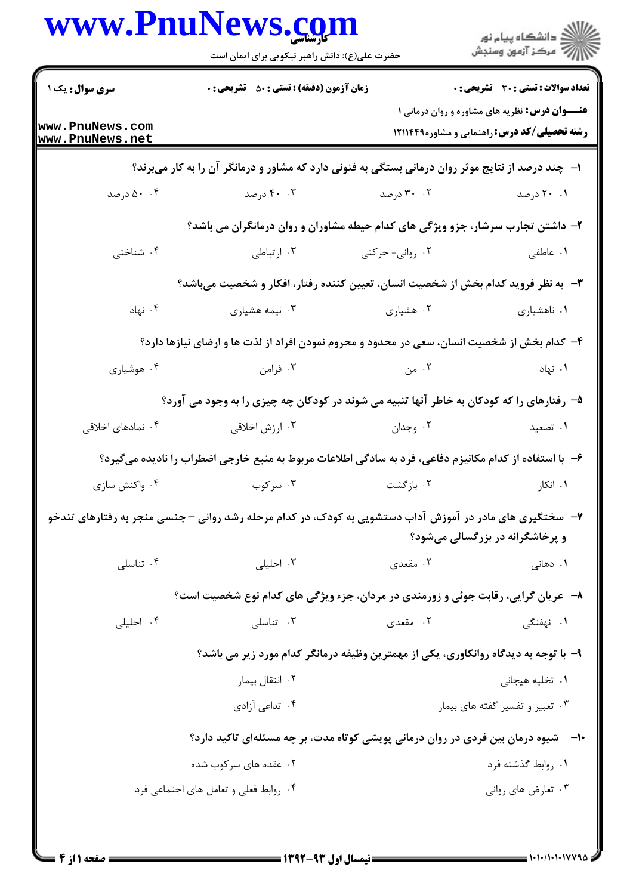**سری سوال:** یک ۱

**زمان آزمون (دقیقه) : تستی : ۵۰ تشریحی : ۰**

**تعداد سوالات : تستی : ۳۰ تشریحی : ۰**

**عنـــوان درس:** نظریه های مشاوره و روان درمانی ۱

**رشته تحصیلی/کد درس:** راهنمایی و مشاوره۱۲۱۱۴۴۹

۱- چند درصد از نتایج موثر روان درمانی بستگی به فنونی دارد که مشاور و درمانگر آن را به کار می‌برند؟

۱. ۲۰ درصد
۲. ۳۰ درصد
۳. ۴۰ درصد
۴. ۵۰ درصد

۲- داشتن تجارب سرشار، جزو ویژگی های کدام حیطه مشاوران و روان درمانگران می باشد؟

۱. عاطفی
۲. روانی- حرکتی
۳. ارتباطی
۴. شناختی

۳- به نظر فروید کدام بخش از شخصیت انسان، تعیین کننده رفتار، افکار و شخصیت می‌باشد؟

۱. ناهشیاری
۲. هشیاری
۳. نیمه هشیاری
۴. نهاد

۴- کدام بخش از شخصیت انسان، سعی در محدود و محروم نمودن افراد از لذت ها و ارضای نیازها دارد؟

۱. نهاد
۲. من
۳. فرامن
۴. هوشیاری

۵- رفتارهای را که کودکان به خاطر آنها تنبیه می شوند در کودکان چه چیزی را به وجود می آورد؟

۱. تصعید
۲. وجدان
۳. ارزش اخلاقی
۴. نمادهای اخلاقی

۶- با استفاده از کدام مکانیزم دفاعی، فرد به سادگی اطلاعات مربوط به منبع خارجی اضطراب را نادیده می‌گیرد؟

۱. انکار
۲. بازگشت
۳. سرکوب
۴. واکنش سازی

۷- سختگیری های مادر در آموزش آداب دستشویی به کودک، در کدام مرحله رشد روانی – جنسی منجر به رفتارهای تندخو و پرخاشگرانه در بزرگسالی می‌شود؟

۱. دهانی
۲. مقعدی
۳. احلیلی
۴. تناسلی

۸- عریان گرایی، رقابت جوئی و زورمندی در مردان، جزء ویژگی های کدام نوع شخصیت است؟

۱. نهفتگی
۲. مقعدی
۳. تناسلی
۴. احلیلی

۹- با توجه به دیدگاه روانکاوی، یکی از مهمترین وظیفه درمانگر کدام مورد زیر می باشد؟

۱. تخلیه هیجانی
۲. انتقال بیمار
۳. تعبیر و تفسیر گفته های بیمار
۴. تداعی آزادی

۱۰- شیوه درمان بین فردی در روان درمانی پویشی کوتاه مدت، بر چه مسئله‌ای تاکید دارد؟

۱. روابط گذشته فرد
۲. عقده های سرکوب شده
۳. تعارض های روانی
۴. روابط فعلی و تعامل های اجتماعی فرد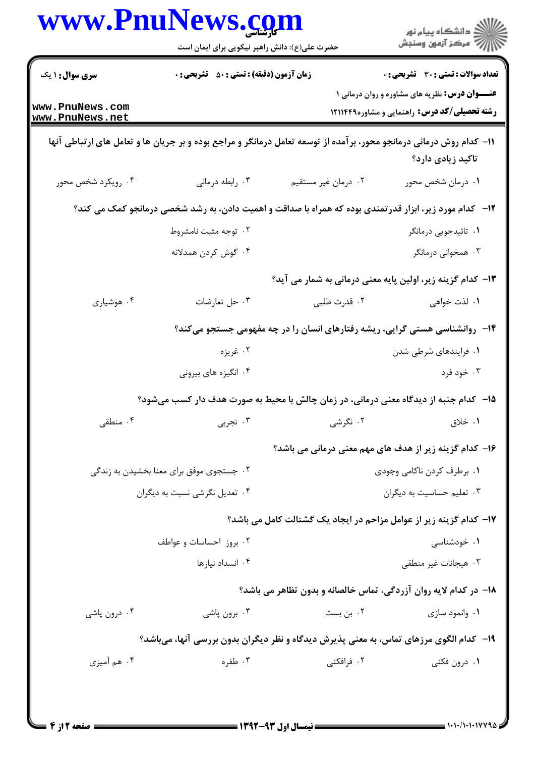**سری سوال:** ۱ یک | **زمان آزمون (دقیقه) : تستی :** ۵۰ **تشریحی :** ۰ | **تعداد سوالات : تستی :** ۳۰ **تشریحی :** ۰

**عنـــوان درس:** نظریه های مشاوره و روان درمانی ۱

**رشته تحصیلی/کد درس:** راهنمایی و مشاوره۱۲۱۱۴۴۹

۱۱- کدام روش درمانی درمانجو محور، برآمده از توسعه تعامل درمانگر و مراجع بوده و بر جریان ها و تعامل های ارتباطی آنها تاکید زیادی دارد؟

۱. درمان شخص محور
۲. درمان غیر مستقیم
۳. رابطه درمانی
۴. رویکرد شخص محور

۱۲- کدام مورد زیر، ابزار قدرتمندی بوده که همراه با صداقت و اهمیت دادن، به رشد شخصی درمانجو کمک می کند؟

۱. تائیدجویی درمانگر
۲. توجه مثبت نامشروط
۳. همخوانی درمانگر
۴. گوش کردن همدلانه

۱۳- کدام گزینه زیر، اولین پایه معنی درمانی به شمار می آید؟

۱. لذت خواهی
۲. قدرت طلبی
۳. حل تعارضات
۴. هوشیاری

۱۴- روانشناسی هستی گرایی، ریشه رفتارهای انسان را در چه مفهومی جستجو می‌کند؟

۱. فرایندهای شرطی شدن
۲. غریزه
۳. خود فرد
۴. انگیزه های بیرونی

۱۵- کدام جنبه از دیدگاه معنی درمانی، در زمان چالش با محیط به صورت هدف دار کسب می‌شود؟

۱. خلاق
۲. نگرشی
۳. تجربی
۴. منطقی

۱۶- کدام گزینه زیر از هدف های مهم معنی درمانی می باشد؟

۱. برطرف کردن ناکامی وجودی
۲. جستجوی موفق برای معنا بخشیدن به زندگی
۳. تعلیم حساسیت به دیگران
۴. تعدیل نگرشی نسبت به دیگران

۱۷- کدام گزینه زیر از عوامل مزاحم در ایجاد یک گشتالت کامل می باشد؟

۱. خودشناسی
۲. بروز احساسات و عواطف
۳. هیجانات غیر منطقی
۴. انسداد نیازها

۱۸- در کدام لایه روان آزردگی، تماس خالصانه و بدون تظاهر می باشد؟

۱. وانمود سازی
۲. بن بست
۳. برون پاشی
۴. درون پاشی

۱۹- کدام الگوی مرزهای تماس، به معنی پذیرش دیدگاه و نظر دیگران بدون بررسی آنها، می‌باشد؟

۱. درون فکنی
۲. فرافکنی
۳. طفره
۴. هم آمیزی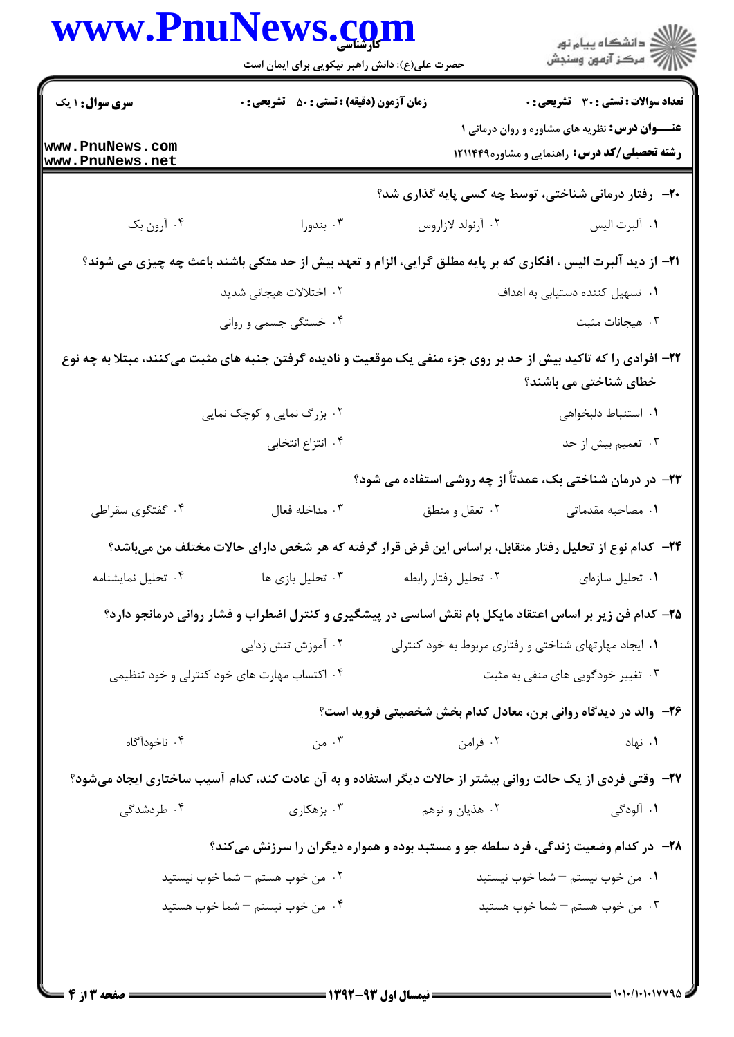**تعداد سوالات : تستی : ۳۰ تشریحی : ۰** | **زمان آزمون (دقیقه) : تستی : ۵۰ تشریحی : ۰** | **سری سوال : ۱ یک**

**عنـــوان درس:** نظریه های مشاوره و روان درمانی ۱

**رشته تحصیلی/کد درس:** راهنمایی و مشاوره ۱۲۱۱۴۴۹

۲۰- رفتار درمانی شناختی، توسط چه کسی پایه گذاری شد؟

۱. آلبرت الیس
۲. آرنولد لازاروس
۳. بندورا
۴. آرون بک

۲۱- از دید آلبرت الیس ، افکاری که بر پایه مطلق گرایی، الزام و تعهد بیش از حد متکی باشند باعث چه چیزی می شوند؟

۱. تسهیل کننده دستیابی به اهداف
۲. اختلالات هیجانی شدید
۳. هیجانات مثبت
۴. خستگی جسمی و روانی

۲۲- افرادی را که تاکید بیش از حد بر روی جزء منفی یک موقعیت و نادیده گرفتن جنبه های مثبت می‌کنند، مبتلا به چه نوع خطای شناختی می باشند؟

۱. استنباط دلبخواهی
۲. بزرگ نمایی و کوچک نمایی
۳. تعمیم بیش از حد
۴. انتزاع انتخابی

۲۳- در درمان شناختی بک، عمدتاً از چه روشی استفاده می شود؟

۱. مصاحبه مقدماتی
۲. تعقل و منطق
۳. مداخله فعال
۴. گفتگوی سقراطی

۲۴- کدام نوع از تحلیل رفتار متقابل، براساس این فرض قرار گرفته که هر شخص دارای حالات مختلف من می‌باشد؟

۱. تحلیل سازه‌ای
۲. تحلیل رفتار رابطه
۳. تحلیل بازی ها
۴. تحلیل نمایشنامه

۲۵- کدام فن زیر بر اساس اعتقاد مایکل بام نقش اساسی در پیشگیری و کنترل اضطراب و فشار روانی درمانجو دارد؟

۱. ایجاد مهارتهای شناختی و رفتاری مربوط به خود کنترلی
۲. آموزش تنش زدایی
۳. تغییر خودگویی های منفی به مثبت
۴. اکتساب مهارت های خود کنترلی و خود تنظیمی

۲۶- والد در دیدگاه روانی برن، معادل کدام بخش شخصیتی فروید است؟

۱. نهاد
۲. فرامن
۳. من
۴. ناخودآگاه

۲۷- وقتی فردی از یک حالت روانی بیشتر از حالات دیگر استفاده و به آن عادت کند، کدام آسیب ساختاری ایجاد می‌شود؟

۱. آلودگی
۲. هذیان و توهم
۳. بزهکاری
۴. طردشدگی

۲۸- در کدام وضعیت زندگی، فرد سلطه جو و مستبد بوده و همواره دیگران را سرزنش می‌کند؟

۱. من خوب نیستم – شما خوب نیستید
۲. من خوب هستم – شما خوب نیستید
۳. من خوب هستم – شما خوب هستید
۴. من خوب نیستم – شما خوب هستید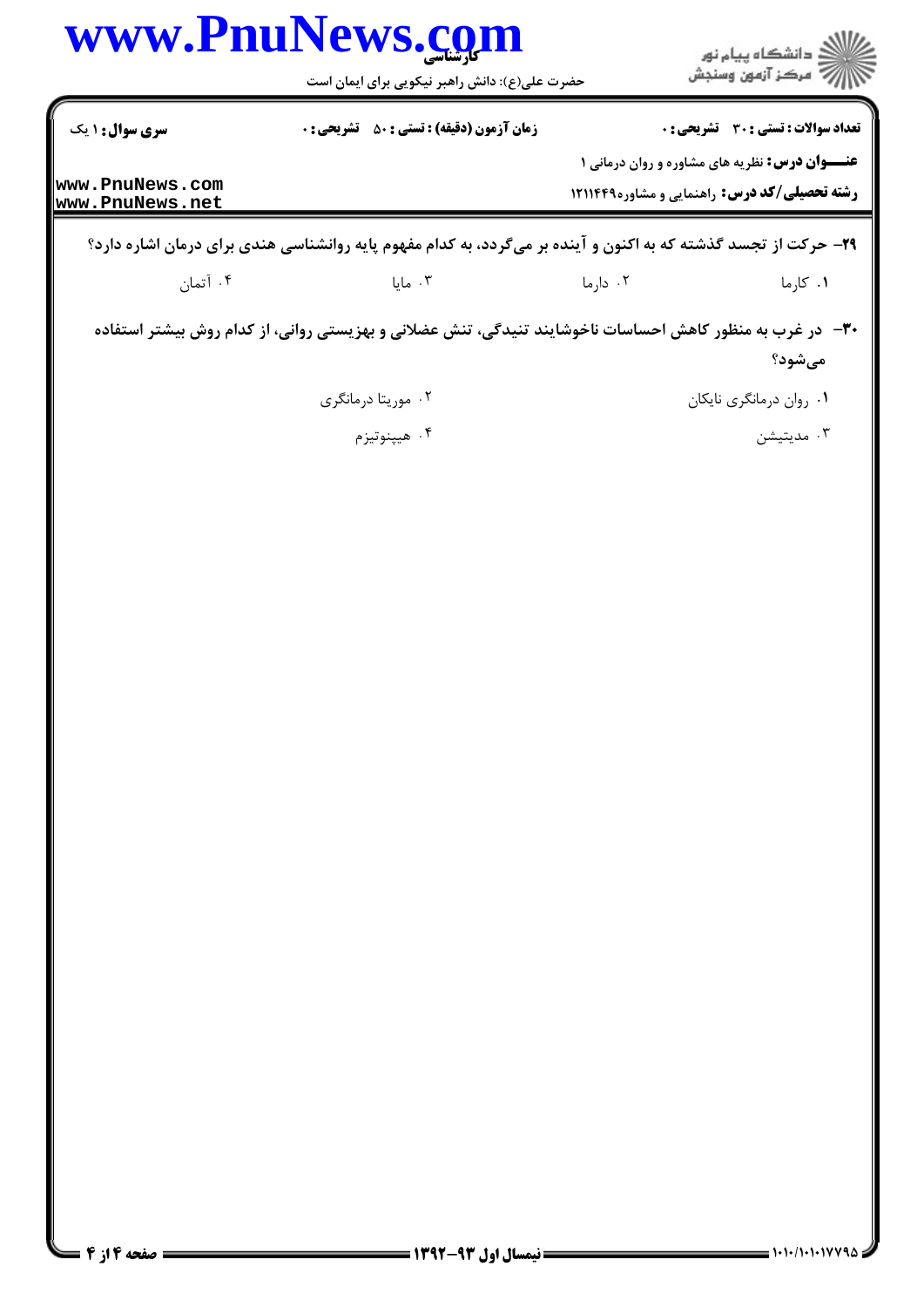۲۹- حرکت از تجسد گذشته که به اکنون و آینده بر می‌گردد، به کدام مفهوم پایه روانشناسی هندی برای درمان اشاره دارد؟

۱. کارما
۲. دارما
۳. مایا
۴. آتمان

۳۰- در غرب به منظور کاهش احساسات ناخوشایند تنیدگی، تنش عضلانی و بهزیستی روانی، از کدام روش بیشتر استفاده می‌شود؟

۱. روان درمانگری نایکان
۲. موریتا درمانگری
۳. مدیتیشن
۴. هیپنوتیزم